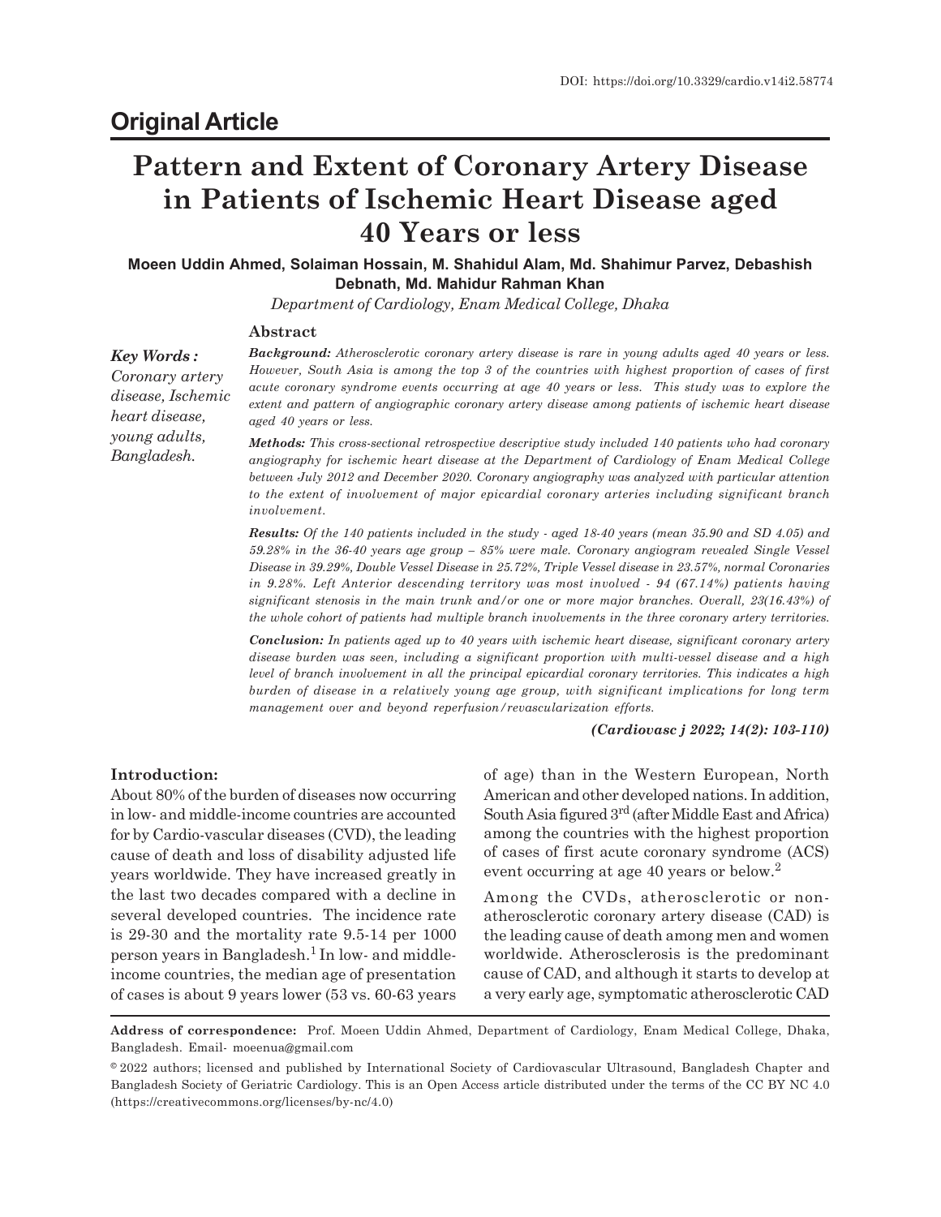DOI: https://doi.org/10.3329/cardio.v14i2.58774

## Original Article

# Pattern and Extent of Coronary Artery Disease in Patients of Ischemic Heart Disease aged 40 Years or less

**Moeen Uddin Ahmed, Solaiman Hossain, M. Shahidul Alam, Md. Shahimur Parvez, Debashish Debnath, Md. Mahidur Rahman Khan**

*Department of Cardiology, Enam Medical College, Dhaka*

### Abstract

***Key Words :*** *Coronary artery disease, Ischemic heart disease, young adults, Bangladesh.*

***Background:*** *Atherosclerotic coronary artery disease is rare in young adults aged 40 years or less. However, South Asia is among the top 3 of the countries with highest proportion of cases of first acute coronary syndrome events occurring at age 40 years or less. This study was to explore the extent and pattern of angiographic coronary artery disease among patients of ischemic heart disease aged 40 years or less.*

***Methods:*** *This cross-sectional retrospective descriptive study included 140 patients who had coronary angiography for ischemic heart disease at the Department of Cardiology of Enam Medical College between July 2012 and December 2020. Coronary angiography was analyzed with particular attention to the extent of involvement of major epicardial coronary arteries including significant branch involvement.*

***Results:*** *Of the 140 patients included in the study - aged 18-40 years (mean 35.90 and SD 4.05) and 59.28% in the 36-40 years age group – 85% were male. Coronary angiogram revealed Single Vessel Disease in 39.29%, Double Vessel Disease in 25.72%, Triple Vessel disease in 23.57%, normal Coronaries in 9.28%. Left Anterior descending territory was most involved - 94 (67.14%) patients having significant stenosis in the main trunk and/or one or more major branches. Overall, 23(16.43%) of the whole cohort of patients had multiple branch involvements in the three coronary artery territories.*

***Conclusion:*** *In patients aged up to 40 years with ischemic heart disease, significant coronary artery disease burden was seen, including a significant proportion with multi-vessel disease and a high level of branch involvement in all the principal epicardial coronary territories. This indicates a high burden of disease in a relatively young age group, with significant implications for long term management over and beyond reperfusion/revascularization efforts.*

***(Cardiovasc j 2022; 14(2): 103-110)***

### Introduction:

About 80% of the burden of diseases now occurring in low- and middle-income countries are accounted for by Cardio-vascular diseases (CVD), the leading cause of death and loss of disability adjusted life years worldwide. They have increased greatly in the last two decades compared with a decline in several developed countries. The incidence rate is 29-30 and the mortality rate 9.5-14 per 1000 person years in Bangladesh.[1] In low- and middle-income countries, the median age of presentation of cases is about 9 years lower (53 vs. 60-63 years of age) than in the Western European, North American and other developed nations. In addition, South Asia figured 3rd (after Middle East and Africa) among the countries with the highest proportion of cases of first acute coronary syndrome (ACS) event occurring at age 40 years or below.[2]

Among the CVDs, atherosclerotic or non-atherosclerotic coronary artery disease (CAD) is the leading cause of death among men and women worldwide. Atherosclerosis is the predominant cause of CAD, and although it starts to develop at a very early age, symptomatic atherosclerotic CAD

**Address of correspondence:** Prof. Moeen Uddin Ahmed, Department of Cardiology, Enam Medical College, Dhaka, Bangladesh. Email- moeenua@gmail.com

© 2022 authors; licensed and published by International Society of Cardiovascular Ultrasound, Bangladesh Chapter and Bangladesh Society of Geriatric Cardiology. This is an Open Access article distributed under the terms of the CC BY NC 4.0 (https://creativecommons.org/licenses/by-nc/4.0)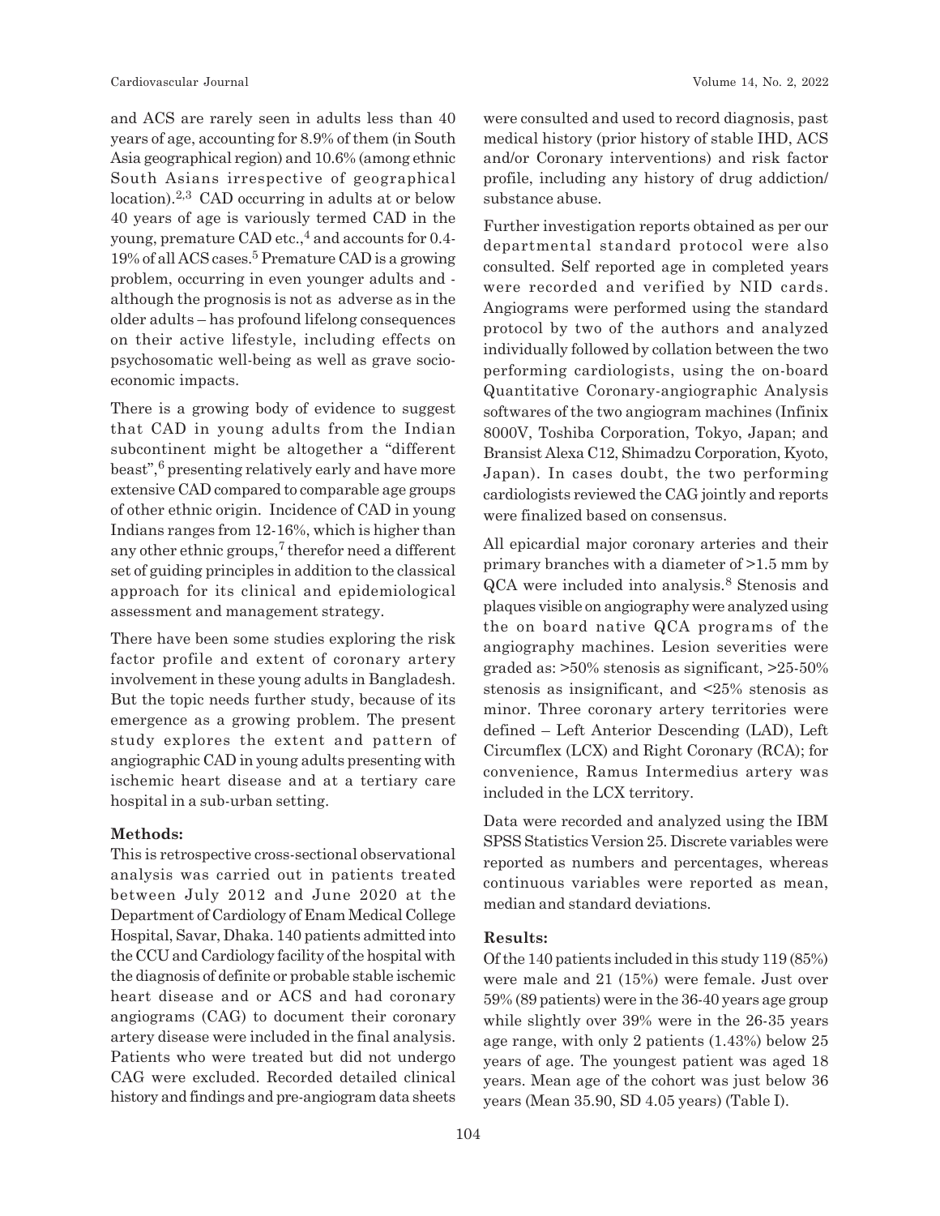and ACS are rarely seen in adults less than 40 years of age, accounting for 8.9% of them (in South Asia geographical region) and 10.6% (among ethnic South Asians irrespective of geographical location).[2,3] CAD occurring in adults at or below 40 years of age is variously termed CAD in the young, premature CAD etc.,[4] and accounts for 0.4-19% of all ACS cases.[5] Premature CAD is a growing problem, occurring in even younger adults and - although the prognosis is not as adverse as in the older adults – has profound lifelong consequences on their active lifestyle, including effects on psychosomatic well-being as well as grave socio-economic impacts.

There is a growing body of evidence to suggest that CAD in young adults from the Indian subcontinent might be altogether a "different beast",[6] presenting relatively early and have more extensive CAD compared to comparable age groups of other ethnic origin. Incidence of CAD in young Indians ranges from 12-16%, which is higher than any other ethnic groups,[7] therefor need a different set of guiding principles in addition to the classical approach for its clinical and epidemiological assessment and management strategy.

There have been some studies exploring the risk factor profile and extent of coronary artery involvement in these young adults in Bangladesh. But the topic needs further study, because of its emergence as a growing problem. The present study explores the extent and pattern of angiographic CAD in young adults presenting with ischemic heart disease and at a tertiary care hospital in a sub-urban setting.

**Methods:**

This is retrospective cross-sectional observational analysis was carried out in patients treated between July 2012 and June 2020 at the Department of Cardiology of Enam Medical College Hospital, Savar, Dhaka. 140 patients admitted into the CCU and Cardiology facility of the hospital with the diagnosis of definite or probable stable ischemic heart disease and or ACS and had coronary angiograms (CAG) to document their coronary artery disease were included in the final analysis. Patients who were treated but did not undergo CAG were excluded. Recorded detailed clinical history and findings and pre-angiogram data sheets were consulted and used to record diagnosis, past medical history (prior history of stable IHD, ACS and/or Coronary interventions) and risk factor profile, including any history of drug addiction/ substance abuse.

Further investigation reports obtained as per our departmental standard protocol were also consulted. Self reported age in completed years were recorded and verified by NID cards. Angiograms were performed using the standard protocol by two of the authors and analyzed individually followed by collation between the two performing cardiologists, using the on-board Quantitative Coronary-angiographic Analysis softwares of the two angiogram machines (Infinix 8000V, Toshiba Corporation, Tokyo, Japan; and Bransist Alexa C12, Shimadzu Corporation, Kyoto, Japan). In cases doubt, the two performing cardiologists reviewed the CAG jointly and reports were finalized based on consensus.

All epicardial major coronary arteries and their primary branches with a diameter of >1.5 mm by QCA were included into analysis.[8] Stenosis and plaques visible on angiography were analyzed using the on board native QCA programs of the angiography machines. Lesion severities were graded as: >50% stenosis as significant, >25-50% stenosis as insignificant, and <25% stenosis as minor. Three coronary artery territories were defined – Left Anterior Descending (LAD), Left Circumflex (LCX) and Right Coronary (RCA); for convenience, Ramus Intermedius artery was included in the LCX territory.

Data were recorded and analyzed using the IBM SPSS Statistics Version 25. Discrete variables were reported as numbers and percentages, whereas continuous variables were reported as mean, median and standard deviations.

**Results:**

Of the 140 patients included in this study 119 (85%) were male and 21 (15%) were female. Just over 59% (89 patients) were in the 36-40 years age group while slightly over 39% were in the 26-35 years age range, with only 2 patients (1.43%) below 25 years of age. The youngest patient was aged 18 years. Mean age of the cohort was just below 36 years (Mean 35.90, SD 4.05 years) (Table I).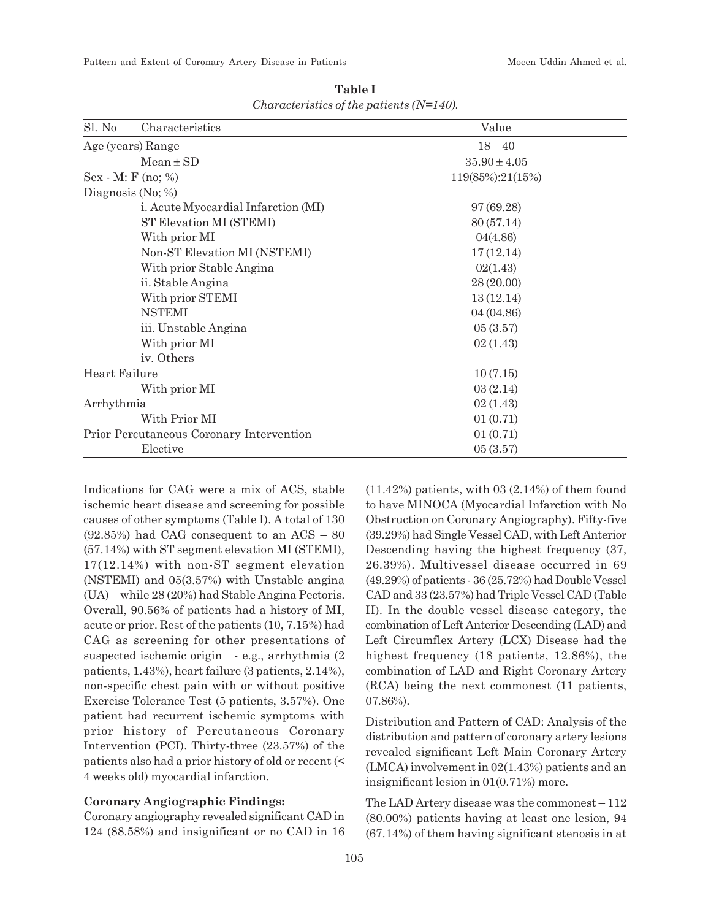**Table I**

*Characteristics of the patients (N=140).*

| Sl. No | Characteristics | Value |
|---|---|---|
| Age (years) Range | | 18 – 40 |
| | Mean ± SD | 35.90 ± 4.05 |
| Sex - M: F (no; %) | | 119(85%):21(15%) |
| Diagnosis (No; %) | | |
| | i. Acute Myocardial Infarction (MI) | 97 (69.28) |
| | ST Elevation MI (STEMI) | 80 (57.14) |
| | With prior MI | 04(4.86) |
| | Non-ST Elevation MI (NSTEMI) | 17 (12.14) |
| | With prior Stable Angina | 02(1.43) |
| | ii. Stable Angina | 28 (20.00) |
| | With prior STEMI | 13 (12.14) |
| | NSTEMI | 04 (04.86) |
| | iii. Unstable Angina | 05 (3.57) |
| | With prior MI | 02 (1.43) |
| | iv. Others | |
| Heart Failure | | 10 (7.15) |
| | With prior MI | 03 (2.14) |
| Arrhythmia | | 02 (1.43) |
| | With Prior MI | 01 (0.71) |
| Prior Percutaneous Coronary Intervention | | 01 (0.71) |
| | Elective | 05 (3.57) |

Indications for CAG were a mix of ACS, stable ischemic heart disease and screening for possible causes of other symptoms (Table I). A total of 130 (92.85%) had CAG consequent to an ACS – 80 (57.14%) with ST segment elevation MI (STEMI), 17(12.14%) with non-ST segment elevation (NSTEMI) and 05(3.57%) with Unstable angina (UA) – while 28 (20%) had Stable Angina Pectoris. Overall, 90.56% of patients had a history of MI, acute or prior. Rest of the patients (10, 7.15%) had CAG as screening for other presentations of suspected ischemic origin - e.g., arrhythmia (2 patients, 1.43%), heart failure (3 patients, 2.14%), non-specific chest pain with or without positive Exercise Tolerance Test (5 patients, 3.57%). One patient had recurrent ischemic symptoms with prior history of Percutaneous Coronary Intervention (PCI). Thirty-three (23.57%) of the patients also had a prior history of old or recent (< 4 weeks old) myocardial infarction.

**Coronary Angiographic Findings:**

Coronary angiography revealed significant CAD in 124 (88.58%) and insignificant or no CAD in 16 (11.42%) patients, with 03 (2.14%) of them found to have MINOCA (Myocardial Infarction with No Obstruction on Coronary Angiography). Fifty-five (39.29%) had Single Vessel CAD, with Left Anterior Descending having the highest frequency (37, 26.39%). Multivessel disease occurred in 69 (49.29%) of patients - 36 (25.72%) had Double Vessel CAD and 33 (23.57%) had Triple Vessel CAD (Table II). In the double vessel disease category, the combination of Left Anterior Descending (LAD) and Left Circumflex Artery (LCX) Disease had the highest frequency (18 patients, 12.86%), the combination of LAD and Right Coronary Artery (RCA) being the next commonest (11 patients, 07.86%).

Distribution and Pattern of CAD: Analysis of the distribution and pattern of coronary artery lesions revealed significant Left Main Coronary Artery (LMCA) involvement in 02(1.43%) patients and an insignificant lesion in 01(0.71%) more.

The LAD Artery disease was the commonest – 112 (80.00%) patients having at least one lesion, 94 (67.14%) of them having significant stenosis in at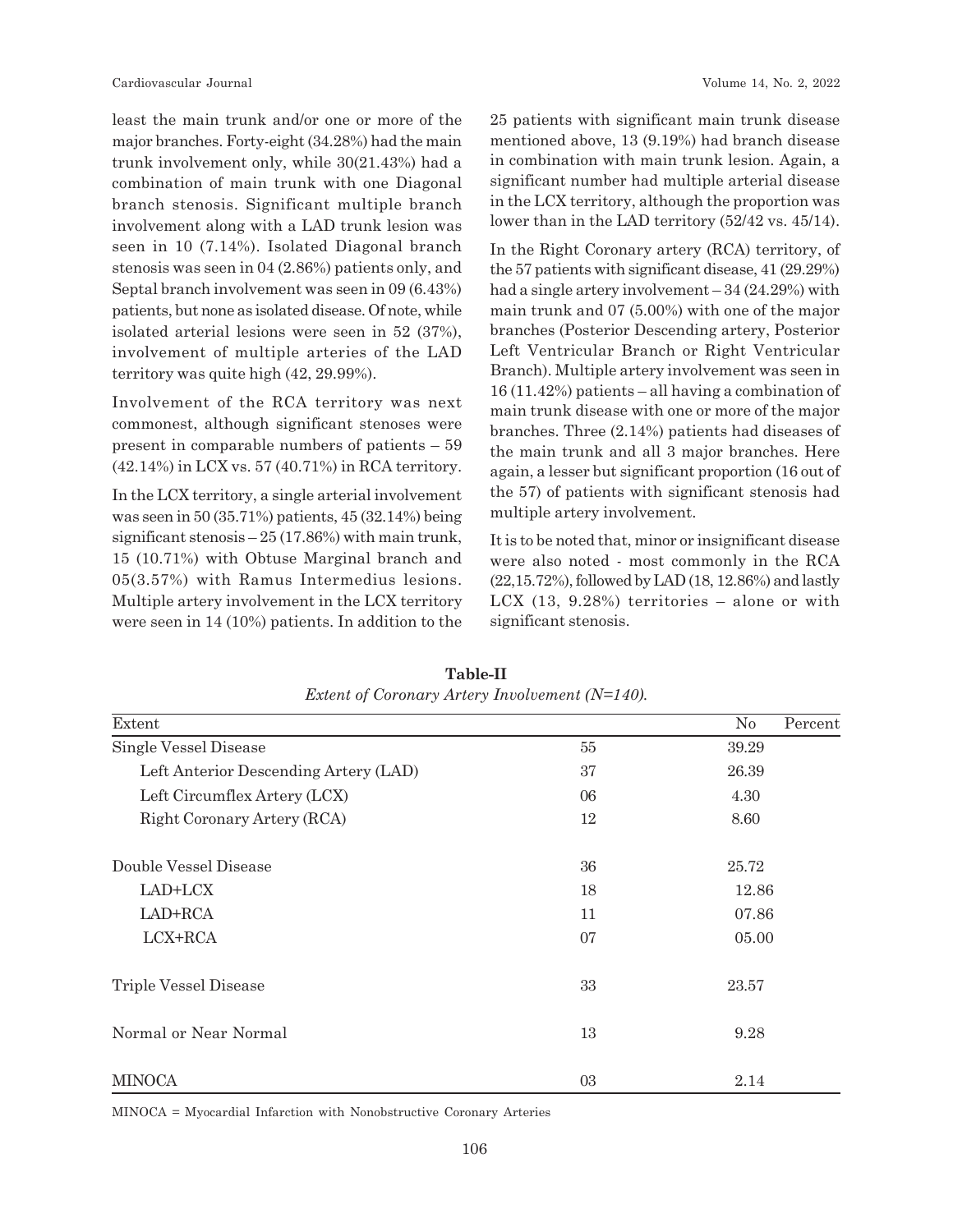least the main trunk and/or one or more of the major branches. Forty-eight (34.28%) had the main trunk involvement only, while 30(21.43%) had a combination of main trunk with one Diagonal branch stenosis. Significant multiple branch involvement along with a LAD trunk lesion was seen in 10 (7.14%). Isolated Diagonal branch stenosis was seen in 04 (2.86%) patients only, and Septal branch involvement was seen in 09 (6.43%) patients, but none as isolated disease. Of note, while isolated arterial lesions were seen in 52 (37%), involvement of multiple arteries of the LAD territory was quite high (42, 29.99%).

Involvement of the RCA territory was next commonest, although significant stenoses were present in comparable numbers of patients – 59 (42.14%) in LCX vs. 57 (40.71%) in RCA territory.

In the LCX territory, a single arterial involvement was seen in 50 (35.71%) patients, 45 (32.14%) being significant stenosis – 25 (17.86%) with main trunk, 15 (10.71%) with Obtuse Marginal branch and 05(3.57%) with Ramus Intermedius lesions. Multiple artery involvement in the LCX territory were seen in 14 (10%) patients. In addition to the 25 patients with significant main trunk disease mentioned above, 13 (9.19%) had branch disease in combination with main trunk lesion. Again, a significant number had multiple arterial disease in the LCX territory, although the proportion was lower than in the LAD territory (52/42 vs. 45/14).

In the Right Coronary artery (RCA) territory, of the 57 patients with significant disease, 41 (29.29%) had a single artery involvement – 34 (24.29%) with main trunk and 07 (5.00%) with one of the major branches (Posterior Descending artery, Posterior Left Ventricular Branch or Right Ventricular Branch). Multiple artery involvement was seen in 16 (11.42%) patients – all having a combination of main trunk disease with one or more of the major branches. Three (2.14%) patients had diseases of the main trunk and all 3 major branches. Here again, a lesser but significant proportion (16 out of the 57) of patients with significant stenosis had multiple artery involvement.

It is to be noted that, minor or insignificant disease were also noted - most commonly in the RCA (22,15.72%), followed by LAD (18, 12.86%) and lastly LCX (13, 9.28%) territories – alone or with significant stenosis.

**Table-II**

*Extent of Coronary Artery Involvement (N=140).*

| Extent | No | Percent |
|---|---|---|
| Single Vessel Disease | 55 | 39.29 |
| Left Anterior Descending Artery (LAD) | 37 | 26.39 |
| Left Circumflex Artery (LCX) | 06 | 4.30 |
| Right Coronary Artery (RCA) | 12 | 8.60 |
| Double Vessel Disease | 36 | 25.72 |
| LAD+LCX | 18 | 12.86 |
| LAD+RCA | 11 | 07.86 |
| LCX+RCA | 07 | 05.00 |
| Triple Vessel Disease | 33 | 23.57 |
| Normal or Near Normal | 13 | 9.28 |
| MINOCA | 03 | 2.14 |

MINOCA = Myocardial Infarction with Nonobstructive Coronary Arteries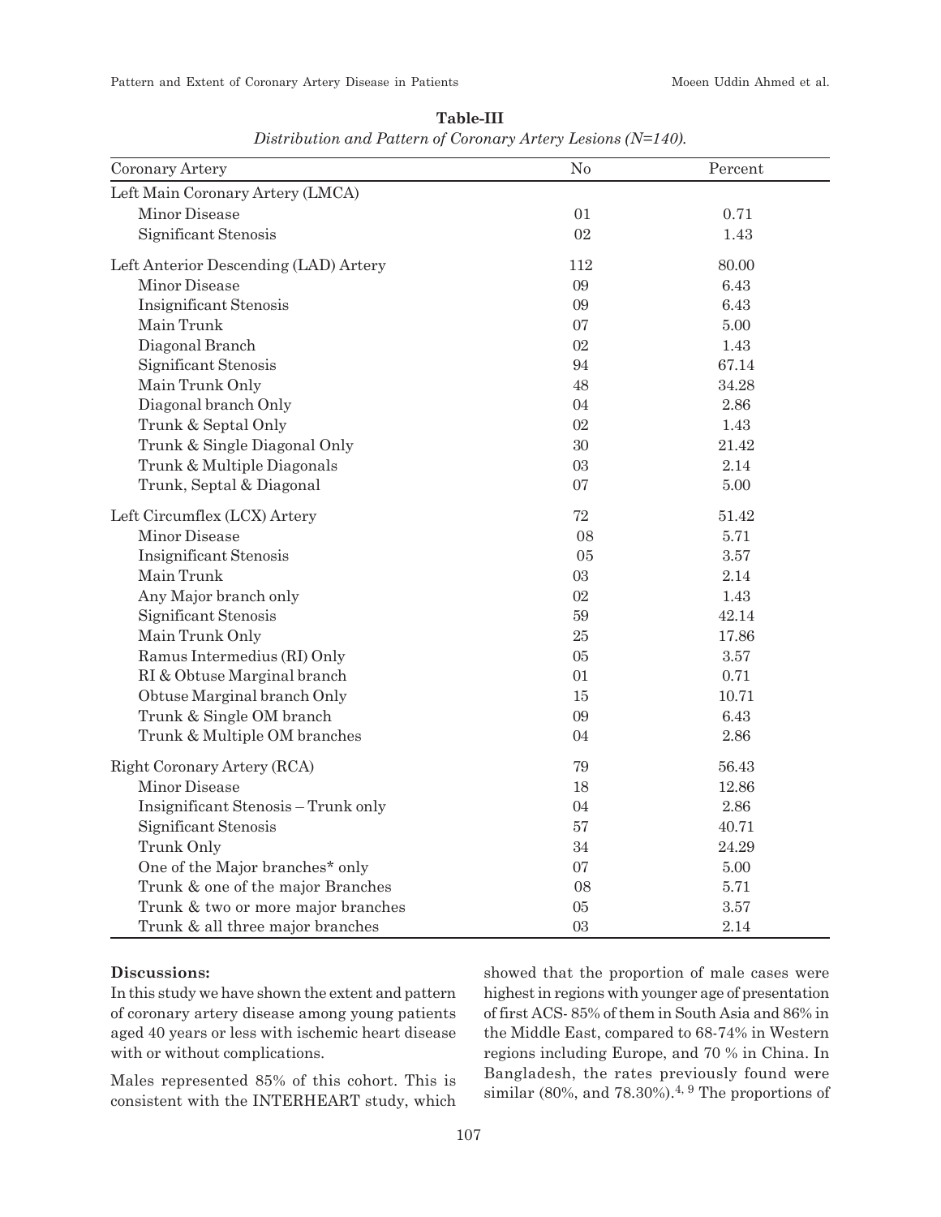**Table-III**

*Distribution and Pattern of Coronary Artery Lesions (N=140).*

| Coronary Artery | No | Percent |
|---|---|---|
| Left Main Coronary Artery (LMCA) | | |
| Minor Disease | 01 | 0.71 |
| Significant Stenosis | 02 | 1.43 |
| Left Anterior Descending (LAD) Artery | 112 | 80.00 |
| Minor Disease | 09 | 6.43 |
| Insignificant Stenosis | 09 | 6.43 |
| Main Trunk | 07 | 5.00 |
| Diagonal Branch | 02 | 1.43 |
| Significant Stenosis | 94 | 67.14 |
| Main Trunk Only | 48 | 34.28 |
| Diagonal branch Only | 04 | 2.86 |
| Trunk & Septal Only | 02 | 1.43 |
| Trunk & Single Diagonal Only | 30 | 21.42 |
| Trunk & Multiple Diagonals | 03 | 2.14 |
| Trunk, Septal & Diagonal | 07 | 5.00 |
| Left Circumflex (LCX) Artery | 72 | 51.42 |
| Minor Disease | 08 | 5.71 |
| Insignificant Stenosis | 05 | 3.57 |
| Main Trunk | 03 | 2.14 |
| Any Major branch only | 02 | 1.43 |
| Significant Stenosis | 59 | 42.14 |
| Main Trunk Only | 25 | 17.86 |
| Ramus Intermedius (RI) Only | 05 | 3.57 |
| RI & Obtuse Marginal branch | 01 | 0.71 |
| Obtuse Marginal branch Only | 15 | 10.71 |
| Trunk & Single OM branch | 09 | 6.43 |
| Trunk & Multiple OM branches | 04 | 2.86 |
| Right Coronary Artery (RCA) | 79 | 56.43 |
| Minor Disease | 18 | 12.86 |
| Insignificant Stenosis – Trunk only | 04 | 2.86 |
| Significant Stenosis | 57 | 40.71 |
| Trunk Only | 34 | 24.29 |
| One of the Major branches* only | 07 | 5.00 |
| Trunk & one of the major Branches | 08 | 5.71 |
| Trunk & two or more major branches | 05 | 3.57 |
| Trunk & all three major branches | 03 | 2.14 |

**Discussions:**

In this study we have shown the extent and pattern of coronary artery disease among young patients aged 40 years or less with ischemic heart disease with or without complications.

Males represented 85% of this cohort. This is consistent with the INTERHEART study, which showed that the proportion of male cases were highest in regions with younger age of presentation of first ACS- 85% of them in South Asia and 86% in the Middle East, compared to 68-74% in Western regions including Europe, and 70 % in China. In Bangladesh, the rates previously found were similar (80%, and 78.30%).[4, 9] The proportions of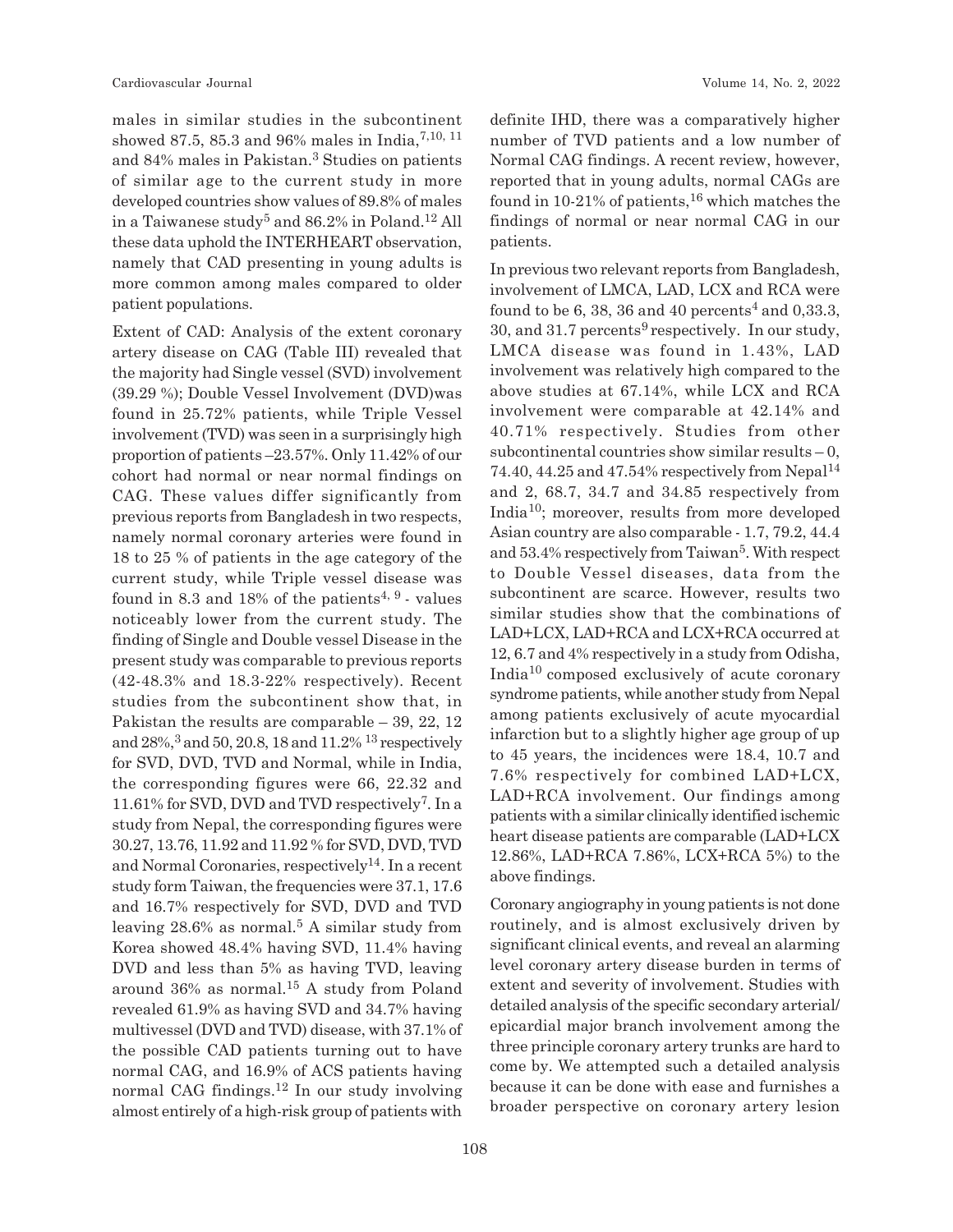males in similar studies in the subcontinent showed 87.5, 85.3 and 96% males in India,[7,10, 11] and 84% males in Pakistan.[3] Studies on patients of similar age to the current study in more developed countries show values of 89.8% of males in a Taiwanese study[5] and 86.2% in Poland.[12] All these data uphold the INTERHEART observation, namely that CAD presenting in young adults is more common among males compared to older patient populations.

Extent of CAD: Analysis of the extent coronary artery disease on CAG (Table III) revealed that the majority had Single vessel (SVD) involvement (39.29 %); Double Vessel Involvement (DVD)was found in 25.72% patients, while Triple Vessel involvement (TVD) was seen in a surprisingly high proportion of patients –23.57%. Only 11.42% of our cohort had normal or near normal findings on CAG. These values differ significantly from previous reports from Bangladesh in two respects, namely normal coronary arteries were found in 18 to 25 % of patients in the age category of the current study, while Triple vessel disease was found in 8.3 and 18% of the patients[4, 9] - values noticeably lower from the current study. The finding of Single and Double vessel Disease in the present study was comparable to previous reports (42-48.3% and 18.3-22% respectively). Recent studies from the subcontinent show that, in Pakistan the results are comparable – 39, 22, 12 and 28%,[3] and 50, 20.8, 18 and 11.2% [13] respectively for SVD, DVD, TVD and Normal, while in India, the corresponding figures were 66, 22.32 and 11.61% for SVD, DVD and TVD respectively[7]. In a study from Nepal, the corresponding figures were 30.27, 13.76, 11.92 and 11.92 % for SVD, DVD, TVD and Normal Coronaries, respectively[14]. In a recent study form Taiwan, the frequencies were 37.1, 17.6 and 16.7% respectively for SVD, DVD and TVD leaving 28.6% as normal.[5] A similar study from Korea showed 48.4% having SVD, 11.4% having DVD and less than 5% as having TVD, leaving around 36% as normal.[15] A study from Poland revealed 61.9% as having SVD and 34.7% having multivessel (DVD and TVD) disease, with 37.1% of the possible CAD patients turning out to have normal CAG, and 16.9% of ACS patients having normal CAG findings.[12] In our study involving almost entirely of a high-risk group of patients with definite IHD, there was a comparatively higher number of TVD patients and a low number of Normal CAG findings. A recent review, however, reported that in young adults, normal CAGs are found in 10-21% of patients,[16] which matches the findings of normal or near normal CAG in our patients.

In previous two relevant reports from Bangladesh, involvement of LMCA, LAD, LCX and RCA were found to be 6, 38, 36 and 40 percents[4] and 0,33.3, 30, and 31.7 percents[9] respectively. In our study, LMCA disease was found in 1.43%, LAD involvement was relatively high compared to the above studies at 67.14%, while LCX and RCA involvement were comparable at 42.14% and 40.71% respectively. Studies from other subcontinental countries show similar results – 0, 74.40, 44.25 and 47.54% respectively from Nepal[14] and 2, 68.7, 34.7 and 34.85 respectively from India[10]; moreover, results from more developed Asian country are also comparable - 1.7, 79.2, 44.4 and 53.4% respectively from Taiwan[5]. With respect to Double Vessel diseases, data from the subcontinent are scarce. However, results two similar studies show that the combinations of LAD+LCX, LAD+RCA and LCX+RCA occurred at 12, 6.7 and 4% respectively in a study from Odisha, India[10] composed exclusively of acute coronary syndrome patients, while another study from Nepal among patients exclusively of acute myocardial infarction but to a slightly higher age group of up to 45 years, the incidences were 18.4, 10.7 and 7.6% respectively for combined LAD+LCX, LAD+RCA involvement. Our findings among patients with a similar clinically identified ischemic heart disease patients are comparable (LAD+LCX 12.86%, LAD+RCA 7.86%, LCX+RCA 5%) to the above findings.

Coronary angiography in young patients is not done routinely, and is almost exclusively driven by significant clinical events, and reveal an alarming level coronary artery disease burden in terms of extent and severity of involvement. Studies with detailed analysis of the specific secondary arterial/ epicardial major branch involvement among the three principle coronary artery trunks are hard to come by. We attempted such a detailed analysis because it can be done with ease and furnishes a broader perspective on coronary artery lesion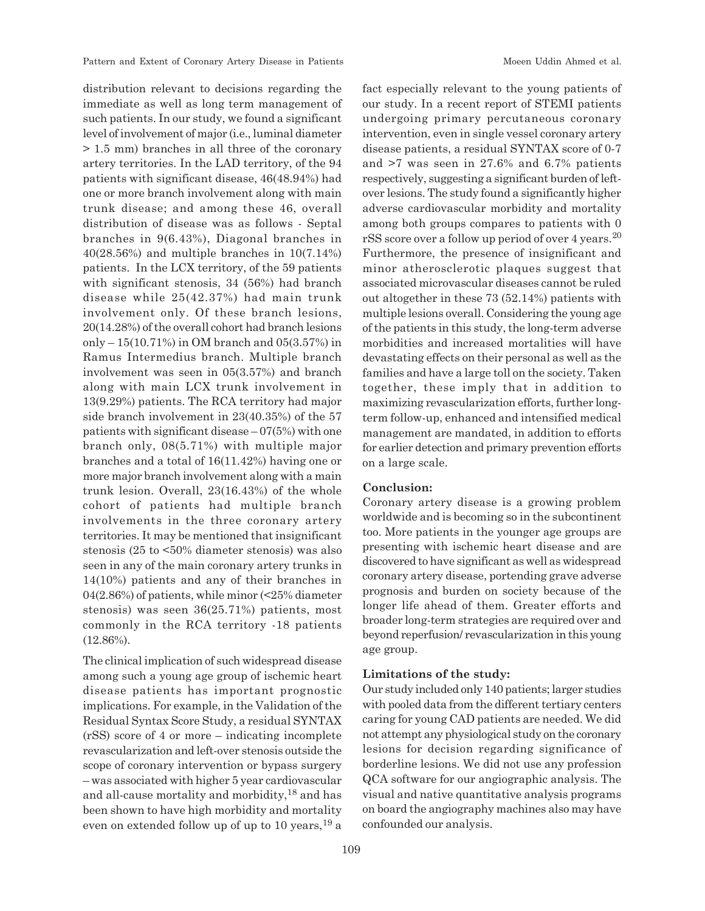distribution relevant to decisions regarding the immediate as well as long term management of such patients. In our study, we found a significant level of involvement of major (i.e., luminal diameter > 1.5 mm) branches in all three of the coronary artery territories. In the LAD territory, of the 94 patients with significant disease, 46(48.94%) had one or more branch involvement along with main trunk disease; and among these 46, overall distribution of disease was as follows - Septal branches in 9(6.43%), Diagonal branches in 40(28.56%) and multiple branches in 10(7.14%) patients. In the LCX territory, of the 59 patients with significant stenosis, 34 (56%) had branch disease while 25(42.37%) had main trunk involvement only. Of these branch lesions, 20(14.28%) of the overall cohort had branch lesions only – 15(10.71%) in OM branch and 05(3.57%) in Ramus Intermedius branch. Multiple branch involvement was seen in 05(3.57%) and branch along with main LCX trunk involvement in 13(9.29%) patients. The RCA territory had major side branch involvement in 23(40.35%) of the 57 patients with significant disease – 07(5%) with one branch only, 08(5.71%) with multiple major branches and a total of 16(11.42%) having one or more major branch involvement along with a main trunk lesion. Overall, 23(16.43%) of the whole cohort of patients had multiple branch involvements in the three coronary artery territories. It may be mentioned that insignificant stenosis (25 to <50% diameter stenosis) was also seen in any of the main coronary artery trunks in 14(10%) patients and any of their branches in 04(2.86%) of patients, while minor (<25% diameter stenosis) was seen 36(25.71%) patients, most commonly in the RCA territory -18 patients (12.86%).

The clinical implication of such widespread disease among such a young age group of ischemic heart disease patients has important prognostic implications. For example, in the Validation of the Residual Syntax Score Study, a residual SYNTAX (rSS) score of 4 or more – indicating incomplete revascularization and left-over stenosis outside the scope of coronary intervention or bypass surgery – was associated with higher 5 year cardiovascular and all-cause mortality and morbidity,[18] and has been shown to have high morbidity and mortality even on extended follow up of up to 10 years,[19] a fact especially relevant to the young patients of our study. In a recent report of STEMI patients undergoing primary percutaneous coronary intervention, even in single vessel coronary artery disease patients, a residual SYNTAX score of 0-7 and >7 was seen in 27.6% and 6.7% patients respectively, suggesting a significant burden of left-over lesions. The study found a significantly higher adverse cardiovascular morbidity and mortality among both groups compares to patients with 0 rSS score over a follow up period of over 4 years.[20] Furthermore, the presence of insignificant and minor atherosclerotic plaques suggest that associated microvascular diseases cannot be ruled out altogether in these 73 (52.14%) patients with multiple lesions overall. Considering the young age of the patients in this study, the long-term adverse morbidities and increased mortalities will have devastating effects on their personal as well as the families and have a large toll on the society. Taken together, these imply that in addition to maximizing revascularization efforts, further long-term follow-up, enhanced and intensified medical management are mandated, in addition to efforts for earlier detection and primary prevention efforts on a large scale.

**Conclusion:**

Coronary artery disease is a growing problem worldwide and is becoming so in the subcontinent too. More patients in the younger age groups are presenting with ischemic heart disease and are discovered to have significant as well as widespread coronary artery disease, portending grave adverse prognosis and burden on society because of the longer life ahead of them. Greater efforts and broader long-term strategies are required over and beyond reperfusion/ revascularization in this young age group.

**Limitations of the study:**

Our study included only 140 patients; larger studies with pooled data from the different tertiary centers caring for young CAD patients are needed. We did not attempt any physiological study on the coronary lesions for decision regarding significance of borderline lesions. We did not use any profession QCA software for our angiographic analysis. The visual and native quantitative analysis programs on board the angiography machines also may have confounded our analysis.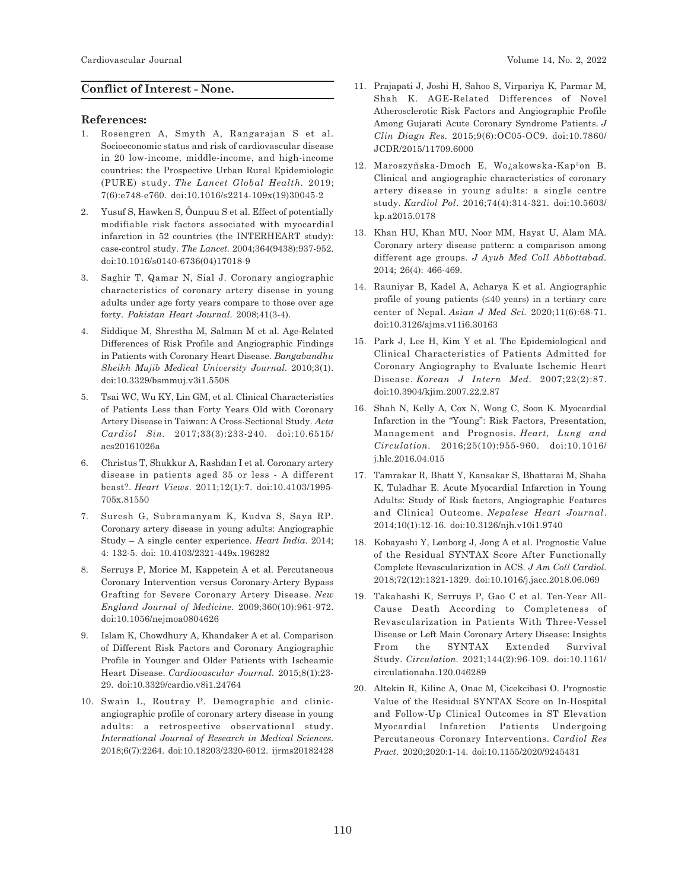## Conflict of Interest - None.

### References:

1. Rosengren A, Smyth A, Rangarajan S et al. Socioeconomic status and risk of cardiovascular disease in 20 low-income, middle-income, and high-income countries: the Prospective Urban Rural Epidemiologic (PURE) study. *The Lancet Global Health.* 2019; 7(6):e748-e760. doi:10.1016/s2214-109x(19)30045-2

2. Yusuf S, Hawken S, Ôunpuu S et al. Effect of potentially modifiable risk factors associated with myocardial infarction in 52 countries (the INTERHEART study): case-control study. *The Lancet.* 2004;364(9438):937-952. doi:10.1016/s0140-6736(04)17018-9

3. Saghir T, Qamar N, Sial J. Coronary angiographic characteristics of coronary artery disease in young adults under age forty years compare to those over age forty. *Pakistan Heart Journal.* 2008;41(3-4).

4. Siddique M, Shrestha M, Salman M et al. Age-Related Differences of Risk Profile and Angiographic Findings in Patients with Coronary Heart Disease. *Bangabandhu Sheikh Mujib Medical University Journal.* 2010;3(1). doi:10.3329/bsmmuj.v3i1.5508

5. Tsai WC, Wu KY, Lin GM, et al. Clinical Characteristics of Patients Less than Forty Years Old with Coronary Artery Disease in Taiwan: A Cross-Sectional Study. *Acta Cardiol Sin.* 2017;33(3):233-240. doi:10.6515/acs20161026a

6. Christus T, Shukkur A, Rashdan I et al. Coronary artery disease in patients aged 35 or less - A different beast?. *Heart Views.* 2011;12(1):7. doi:10.4103/1995-705x.81550

7. Suresh G, Subramanyam K, Kudva S, Saya RP. Coronary artery disease in young adults: Angiographic Study – A single center experience. *Heart India.* 2014; 4: 132-5. doi: 10.4103/2321-449x.196282

8. Serruys P, Morice M, Kappetein A et al. Percutaneous Coronary Intervention versus Coronary-Artery Bypass Grafting for Severe Coronary Artery Disease. *New England Journal of Medicine.* 2009;360(10):961-972. doi:10.1056/nejmoa0804626

9. Islam K, Chowdhury A, Khandaker A et al. Comparison of Different Risk Factors and Coronary Angiographic Profile in Younger and Older Patients with Ischeamic Heart Disease. *Cardiovascular Journal.* 2015;8(1):23-29. doi:10.3329/cardio.v8i1.24764

10. Swain L, Routray P. Demographic and clinic-angiographic profile of coronary artery disease in young adults: a retrospective observational study. *International Journal of Research in Medical Sciences.* 2018;6(7):2264. doi:10.18203/2320-6012. ijrms20182428

11. Prajapati J, Joshi H, Sahoo S, Virpariya K, Parmar M, Shah K. AGE-Related Differences of Novel Atherosclerotic Risk Factors and Angiographic Profile Among Gujarati Acute Coronary Syndrome Patients. *J Clin Diagn Res.* 2015;9(6):OC05-OC9. doi:10.7860/JCDR/2015/11709.6000

12. Maroszyñska-Dmoch E, Wo¿akowska-Kap³on B. Clinical and angiographic characteristics of coronary artery disease in young adults: a single centre study. *Kardiol Pol.* 2016;74(4):314-321. doi:10.5603/kp.a2015.0178

13. Khan HU, Khan MU, Noor MM, Hayat U, Alam MA. Coronary artery disease pattern: a comparison among different age groups. *J Ayub Med Coll Abbottabad.* 2014; 26(4): 466-469.

14. Rauniyar B, Kadel A, Acharya K et al. Angiographic profile of young patients (≤40 years) in a tertiary care center of Nepal. *Asian J Med Sci.* 2020;11(6):68-71. doi:10.3126/ajms.v11i6.30163

15. Park J, Lee H, Kim Y et al. The Epidemiological and Clinical Characteristics of Patients Admitted for Coronary Angiography to Evaluate Ischemic Heart Disease. *Korean J Intern Med.* 2007;22(2):87. doi:10.3904/kjim.2007.22.2.87

16. Shah N, Kelly A, Cox N, Wong C, Soon K. Myocardial Infarction in the "Young": Risk Factors, Presentation, Management and Prognosis. *Heart, Lung and Circulation.* 2016;25(10):955-960. doi:10.1016/j.hlc.2016.04.015

17. Tamrakar R, Bhatt Y, Kansakar S, Bhattarai M, Shaha K, Tuladhar E. Acute Myocardial Infarction in Young Adults: Study of Risk factors, Angiographic Features and Clinical Outcome. *Nepalese Heart Journal.* 2014;10(1):12-16. doi:10.3126/njh.v10i1.9740

18. Kobayashi Y, Lønborg J, Jong A et al. Prognostic Value of the Residual SYNTAX Score After Functionally Complete Revascularization in ACS. *J Am Coll Cardiol.* 2018;72(12):1321-1329. doi:10.1016/j.jacc.2018.06.069

19. Takahashi K, Serruys P, Gao C et al. Ten-Year All-Cause Death According to Completeness of Revascularization in Patients With Three-Vessel Disease or Left Main Coronary Artery Disease: Insights From the SYNTAX Extended Survival Study. *Circulation.* 2021;144(2):96-109. doi:10.1161/circulationaha.120.046289

20. Altekin R, Kilinc A, Onac M, Cicekcibasi O. Prognostic Value of the Residual SYNTAX Score on In-Hospital and Follow-Up Clinical Outcomes in ST Elevation Myocardial Infarction Patients Undergoing Percutaneous Coronary Interventions. *Cardiol Res Pract.* 2020;2020:1-14. doi:10.1155/2020/9245431